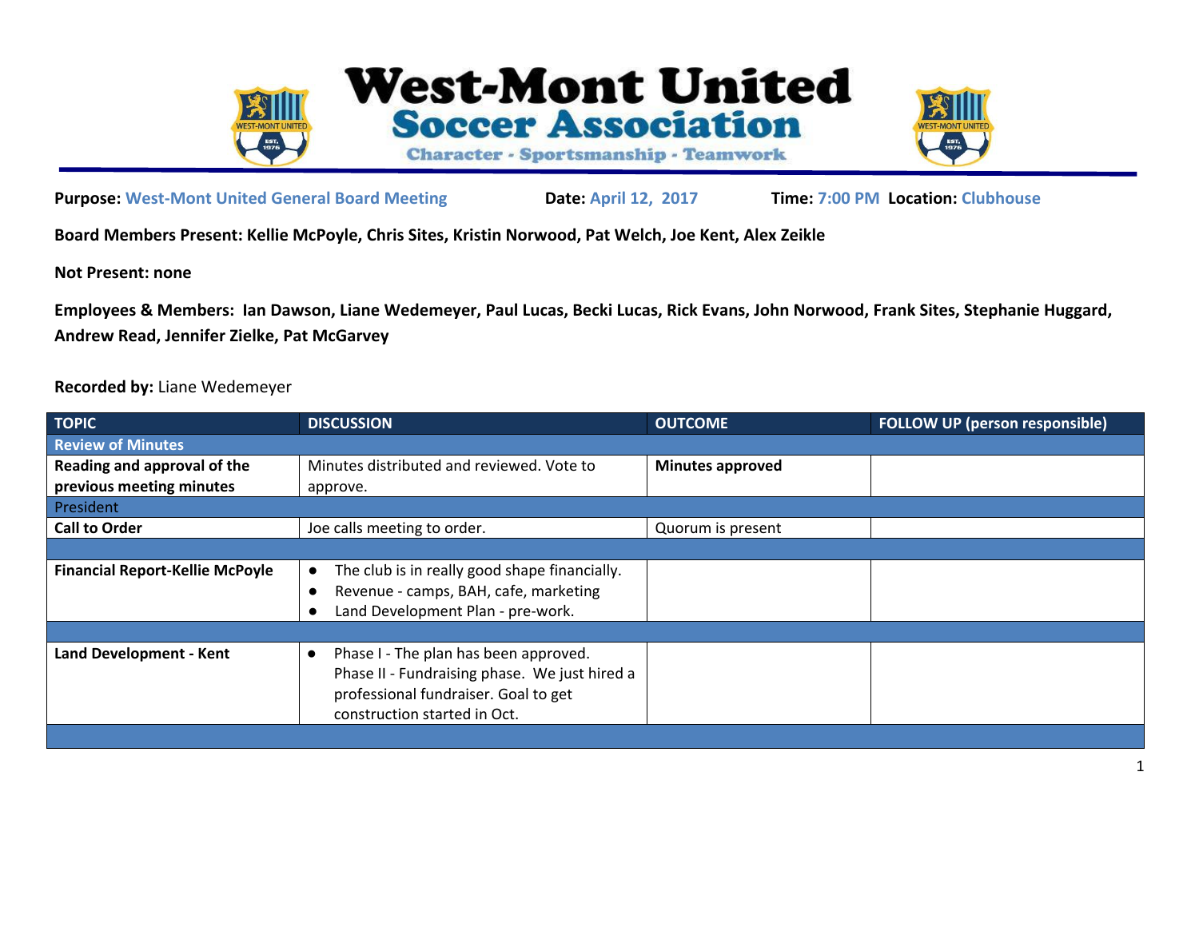# West-Mont United Soccer Association

Character - Sportsmanship - Teamwork

**Purpose:** West-Mont United General Board Meeting **Date:** April 12, 2017 **Time:** 7:00 PM **Location:** Clubhouse

**Board Members Present: Kellie McPoyle, Chris Sites, Kristin Norwood, Pat Welch, Joe Kent, Alex Zeikle**

**Not Present: none**

**Employees & Members: Ian Dawson, Liane Wedemeyer, Paul Lucas, Becki Lucas, Rick Evans, John Norwood, Frank Sites, Stephanie Huggard, Andrew Read, Jennifer Zielke, Pat McGarvey**

**Recorded by:** Liane Wedemeyer

| TOPIC | DISCUSSION | OUTCOME | FOLLOW UP (person responsible) |
|---|---|---|---|
| Review of Minutes | | | |
| **Reading and approval of the previous meeting minutes** | Minutes distributed and reviewed. Vote to approve. | **Minutes approved** | |
| President | | | |
| **Call to Order** | Joe calls meeting to order. | Quorum is present | |
| | | | |
| **Financial Report-Kellie McPoyle** | • The club is in really good shape financially.<br>• Revenue - camps, BAH, cafe, marketing<br>• Land Development Plan - pre-work. | | |
| | | | |
| **Land Development - Kent** | • Phase I - The plan has been approved. Phase II - Fundraising phase. We just hired a professional fundraiser. Goal to get construction started in Oct. | | |
| | | | |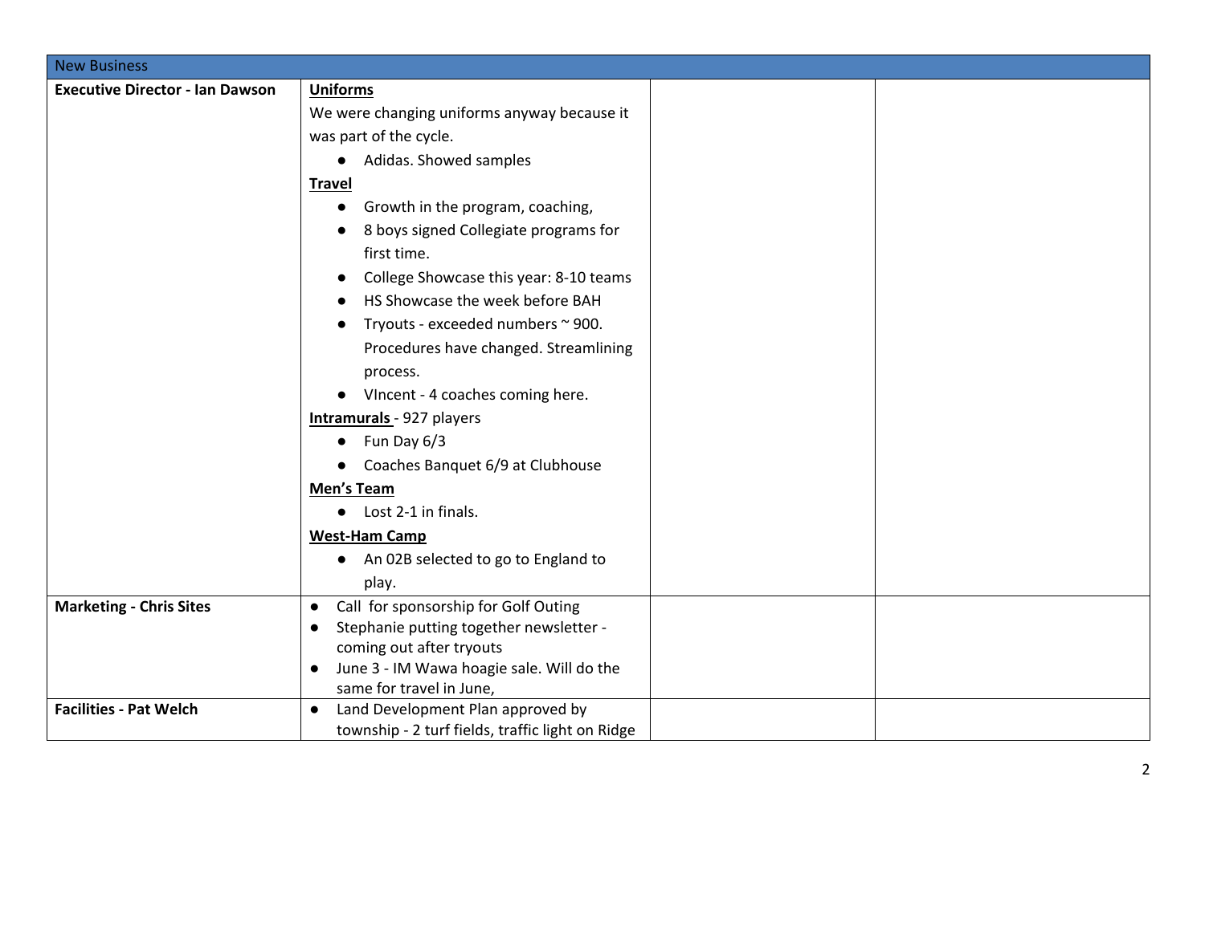| New Business | | | |
|---|---|---|---|
| **Executive Director - Ian Dawson** | **Uniforms**<br>We were changing uniforms anyway because it was part of the cycle.<br>● Adidas. Showed samples<br>**Travel**<br>● Growth in the program, coaching,<br>● 8 boys signed Collegiate programs for first time.<br>● College Showcase this year: 8-10 teams<br>● HS Showcase the week before BAH<br>● Tryouts - exceeded numbers ~ 900. Procedures have changed. Streamlining process.<br>● VIncent - 4 coaches coming here.<br>**Intramurals** - 927 players<br>● Fun Day 6/3<br>● Coaches Banquet 6/9 at Clubhouse<br>**Men's Team**<br>● Lost 2-1 in finals.<br>**West-Ham Camp**<br>● An 02B selected to go to England to play. | | |
| **Marketing - Chris Sites** | ● Call for sponsorship for Golf Outing<br>● Stephanie putting together newsletter - coming out after tryouts<br>● June 3 - IM Wawa hoagie sale. Will do the same for travel in June, | | |
| **Facilities - Pat Welch** | ● Land Development Plan approved by township - 2 turf fields, traffic light on Ridge | | |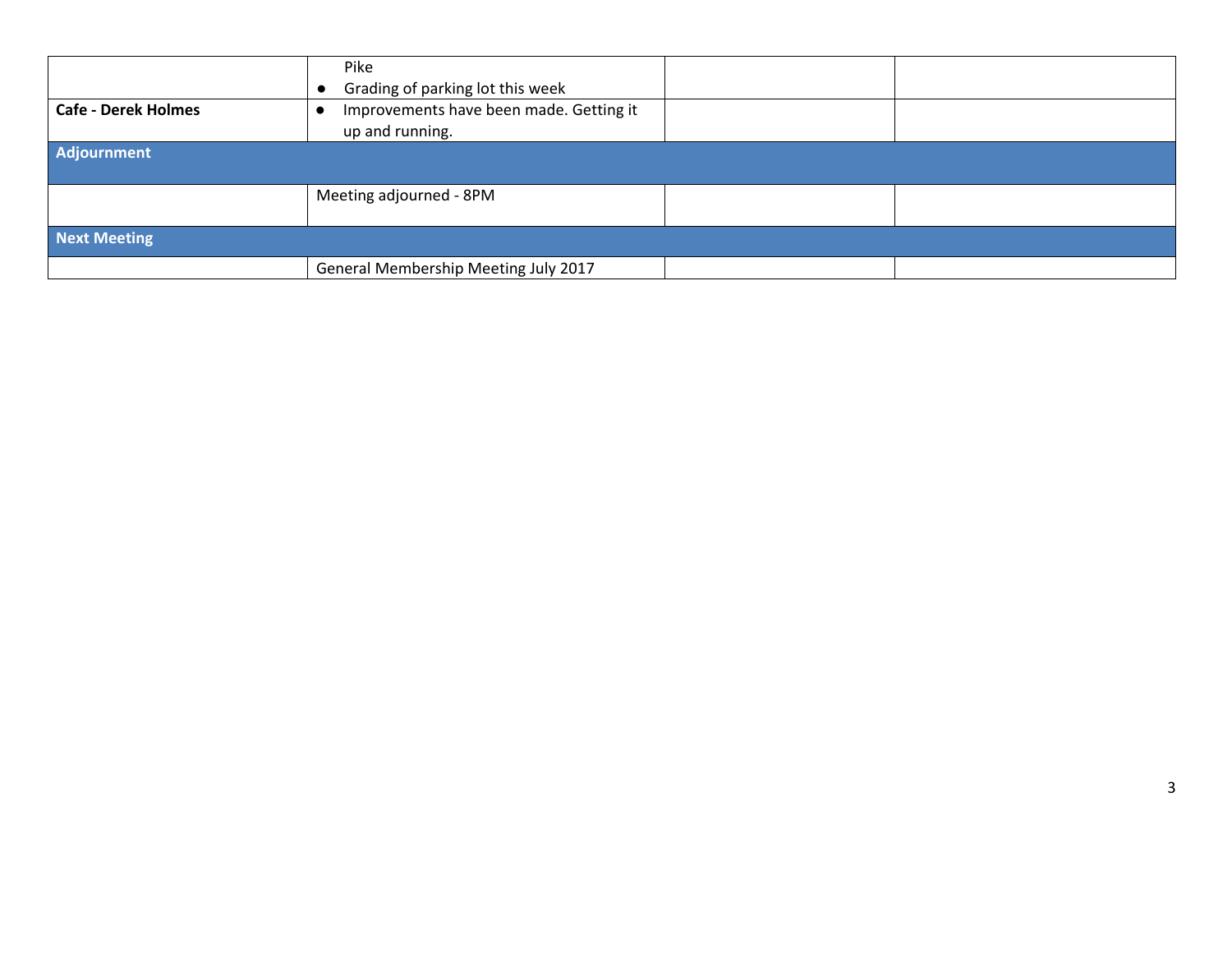| | | | |
|---|---|---|---|
| | Pike<br>• Grading of parking lot this week | | |
| **Cafe - Derek Holmes** | • Improvements have been made. Getting it up and running. | | |
| **Adjournment** | | | |
| | Meeting adjourned - 8PM | | |
| **Next Meeting** | | | |
| | General Membership Meeting July 2017 | | |